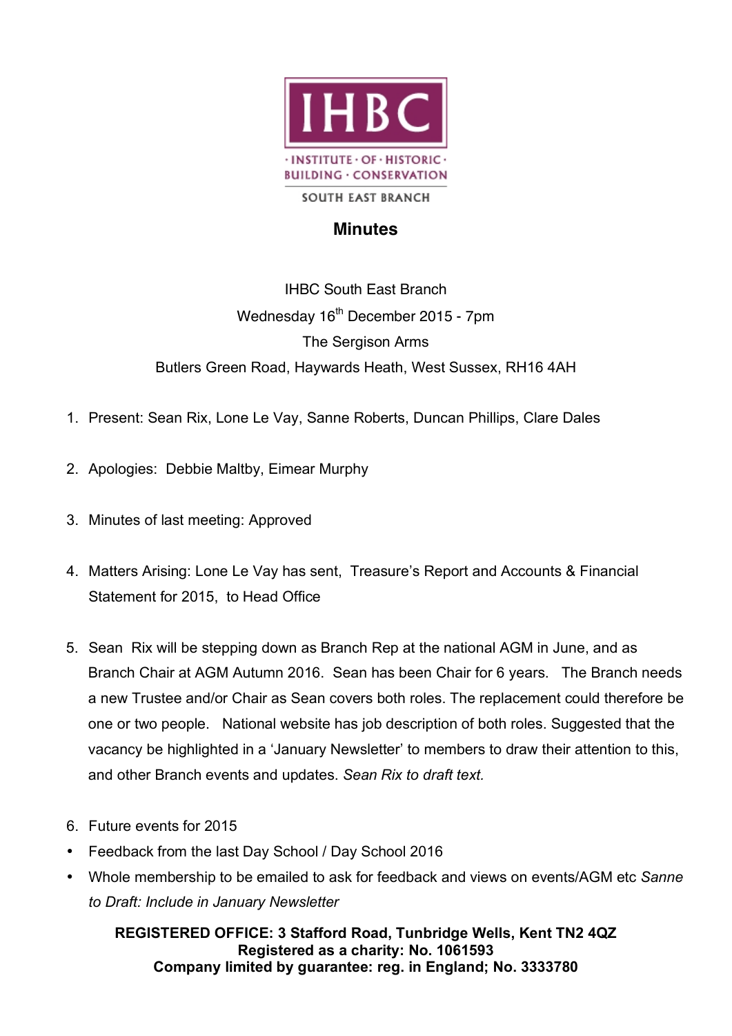IHBC

· INSTITUTE · OF · HISTORIC · BUILDING · CONSERVATION

SOUTH EAST BRANCH

# Minutes

IHBC South East Branch

Wednesday 16th December 2015 - 7pm

The Sergison Arms

Butlers Green Road, Haywards Heath, West Sussex, RH16 4AH

1. Present: Sean Rix, Lone Le Vay, Sanne Roberts, Duncan Phillips, Clare Dales

2. Apologies: Debbie Maltby, Eimear Murphy

3. Minutes of last meeting: Approved

4. Matters Arising: Lone Le Vay has sent, Treasure's Report and Accounts & Financial Statement for 2015, to Head Office

5. Sean Rix will be stepping down as Branch Rep at the national AGM in June, and as Branch Chair at AGM Autumn 2016. Sean has been Chair for 6 years. The Branch needs a new Trustee and/or Chair as Sean covers both roles. The replacement could therefore be one or two people. National website has job description of both roles. Suggested that the vacancy be highlighted in a 'January Newsletter' to members to draw their attention to this, and other Branch events and updates. *Sean Rix to draft text.*

6. Future events for 2015

- Feedback from the last Day School / Day School 2016
- Whole membership to be emailed to ask for feedback and views on events/AGM etc *Sanne to Draft: Include in January Newsletter*

**REGISTERED OFFICE: 3 Stafford Road, Tunbridge Wells, Kent TN2 4QZ**
**Registered as a charity: No. 1061593**
**Company limited by guarantee: reg. in England; No. 3333780**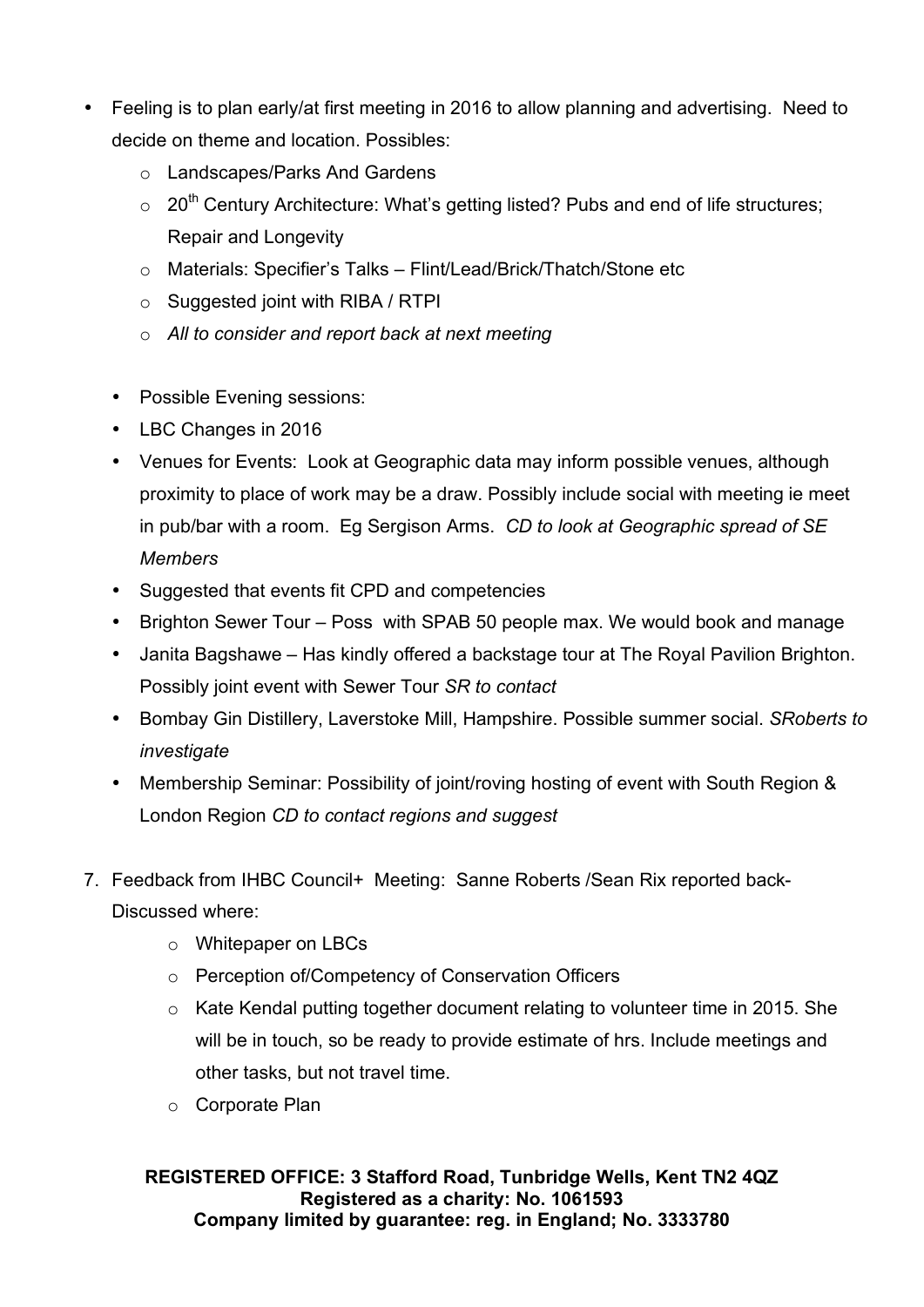- Feeling is to plan early/at first meeting in 2016 to allow planning and advertising. Need to decide on theme and location. Possibles:
  - Landscapes/Parks And Gardens
  - 20th Century Architecture: What's getting listed? Pubs and end of life structures; Repair and Longevity
  - Materials: Specifier's Talks – Flint/Lead/Brick/Thatch/Stone etc
  - Suggested joint with RIBA / RTPI
  - *All to consider and report back at next meeting*

  - Possible Evening sessions:
  - LBC Changes in 2016
  - Venues for Events: Look at Geographic data may inform possible venues, although proximity to place of work may be a draw. Possibly include social with meeting ie meet in pub/bar with a room. Eg Sergison Arms. *CD to look at Geographic spread of SE Members*
  - Suggested that events fit CPD and competencies
  - Brighton Sewer Tour – Poss with SPAB 50 people max. We would book and manage
  - Janita Bagshawe – Has kindly offered a backstage tour at The Royal Pavilion Brighton. Possibly joint event with Sewer Tour *SR to contact*
  - Bombay Gin Distillery, Laverstoke Mill, Hampshire. Possible summer social. *SRoberts to investigate*
  - Membership Seminar: Possibility of joint/roving hosting of event with South Region & London Region *CD to contact regions and suggest*

7. Feedback from IHBC Council+ Meeting: Sanne Roberts /Sean Rix reported back- Discussed where:
   - Whitepaper on LBCs
   - Perception of/Competency of Conservation Officers
   - Kate Kendal putting together document relating to volunteer time in 2015. She will be in touch, so be ready to provide estimate of hrs. Include meetings and other tasks, but not travel time.
   - Corporate Plan

**REGISTERED OFFICE: 3 Stafford Road, Tunbridge Wells, Kent TN2 4QZ**
**Registered as a charity: No. 1061593**
**Company limited by guarantee: reg. in England; No. 3333780**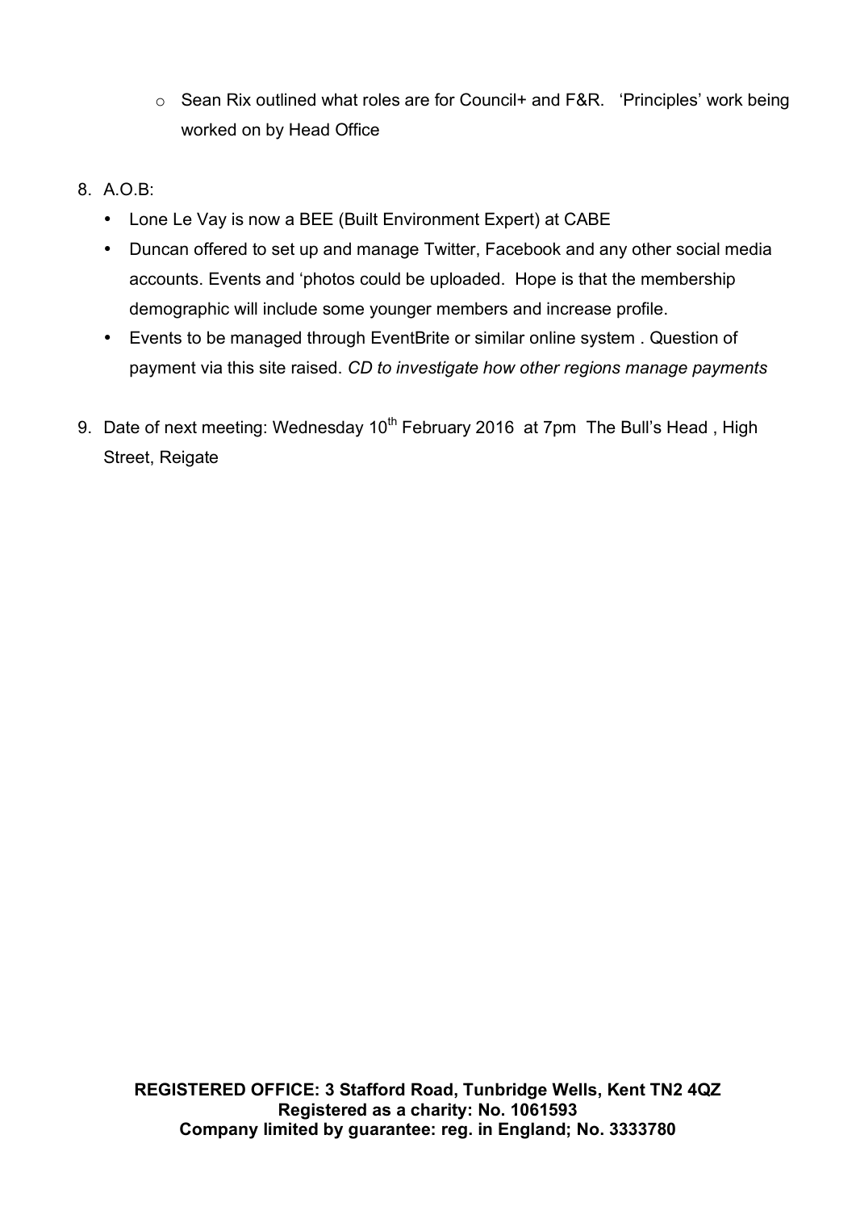- Sean Rix outlined what roles are for Council+ and F&R. 'Principles' work being worked on by Head Office

8. A.O.B:
   - Lone Le Vay is now a BEE (Built Environment Expert) at CABE
   - Duncan offered to set up and manage Twitter, Facebook and any other social media accounts. Events and 'photos could be uploaded. Hope is that the membership demographic will include some younger members and increase profile.
   - Events to be managed through EventBrite or similar online system . Question of payment via this site raised. *CD to investigate how other regions manage payments*

9. Date of next meeting: Wednesday 10th February 2016 at 7pm The Bull's Head , High Street, Reigate

**REGISTERED OFFICE: 3 Stafford Road, Tunbridge Wells, Kent TN2 4QZ**
**Registered as a charity: No. 1061593**
**Company limited by guarantee: reg. in England; No. 3333780**